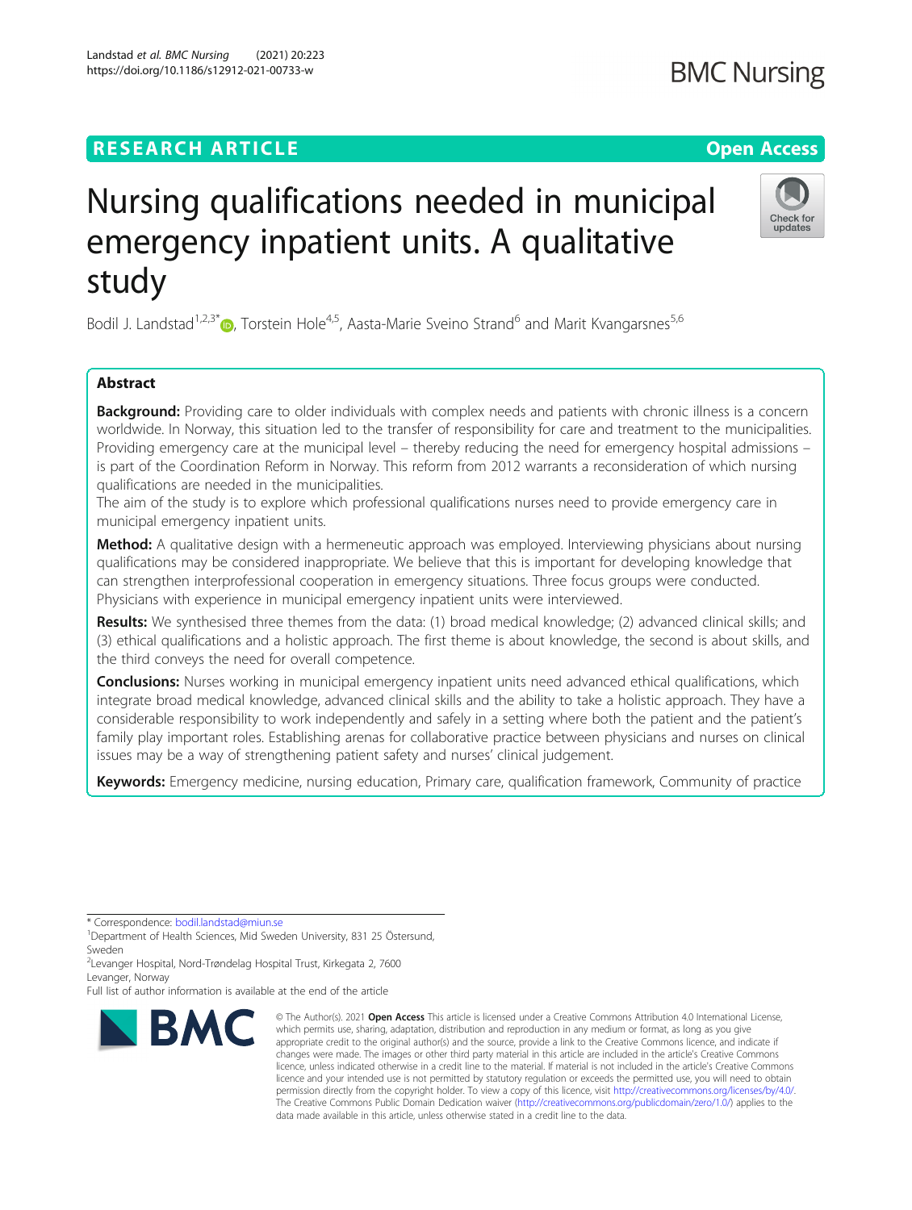RESEARCH ARTICLE

Open Access

# Nursing qualifications needed in municipal emergency inpatient units. A qualitative study

Bodil J. Landstad[1,2,3*], Torstein Hole[4,5], Aasta-Marie Sveino Strand[6] and Marit Kvangarsnes[5,6]

## Abstract

**Background:** Providing care to older individuals with complex needs and patients with chronic illness is a concern worldwide. In Norway, this situation led to the transfer of responsibility for care and treatment to the municipalities. Providing emergency care at the municipal level – thereby reducing the need for emergency hospital admissions – is part of the Coordination Reform in Norway. This reform from 2012 warrants a reconsideration of which nursing qualifications are needed in the municipalities.

The aim of the study is to explore which professional qualifications nurses need to provide emergency care in municipal emergency inpatient units.

**Method:** A qualitative design with a hermeneutic approach was employed. Interviewing physicians about nursing qualifications may be considered inappropriate. We believe that this is important for developing knowledge that can strengthen interprofessional cooperation in emergency situations. Three focus groups were conducted. Physicians with experience in municipal emergency inpatient units were interviewed.

**Results:** We synthesised three themes from the data: (1) broad medical knowledge; (2) advanced clinical skills; and (3) ethical qualifications and a holistic approach. The first theme is about knowledge, the second is about skills, and the third conveys the need for overall competence.

**Conclusions:** Nurses working in municipal emergency inpatient units need advanced ethical qualifications, which integrate broad medical knowledge, advanced clinical skills and the ability to take a holistic approach. They have a considerable responsibility to work independently and safely in a setting where both the patient and the patient's family play important roles. Establishing arenas for collaborative practice between physicians and nurses on clinical issues may be a way of strengthening patient safety and nurses' clinical judgement.

**Keywords:** Emergency medicine, nursing education, Primary care, qualification framework, Community of practice

\* Correspondence: bodil.landstad@miun.se

[1]Department of Health Sciences, Mid Sweden University, 831 25 Östersund, Sweden

[2]Levanger Hospital, Nord-Trøndelag Hospital Trust, Kirkegata 2, 7600 Levanger, Norway

Full list of author information is available at the end of the article

© The Author(s). 2021 **Open Access** This article is licensed under a Creative Commons Attribution 4.0 International License, which permits use, sharing, adaptation, distribution and reproduction in any medium or format, as long as you give appropriate credit to the original author(s) and the source, provide a link to the Creative Commons licence, and indicate if changes were made. The images or other third party material in this article are included in the article's Creative Commons licence, unless indicated otherwise in a credit line to the material. If material is not included in the article's Creative Commons licence and your intended use is not permitted by statutory regulation or exceeds the permitted use, you will need to obtain permission directly from the copyright holder. To view a copy of this licence, visit http://creativecommons.org/licenses/by/4.0/. The Creative Commons Public Domain Dedication waiver (http://creativecommons.org/publicdomain/zero/1.0/) applies to the data made available in this article, unless otherwise stated in a credit line to the data.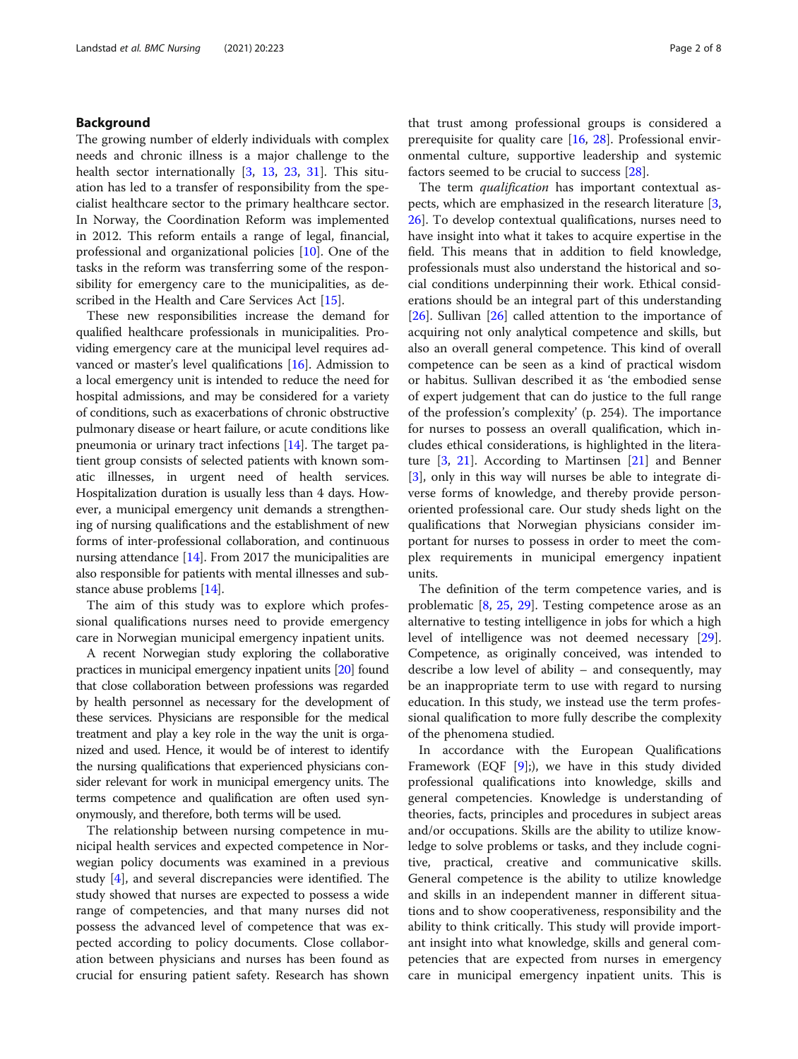## Background

The growing number of elderly individuals with complex needs and chronic illness is a major challenge to the health sector internationally [3, 13, 23, 31]. This situation has led to a transfer of responsibility from the specialist healthcare sector to the primary healthcare sector. In Norway, the Coordination Reform was implemented in 2012. This reform entails a range of legal, financial, professional and organizational policies [10]. One of the tasks in the reform was transferring some of the responsibility for emergency care to the municipalities, as described in the Health and Care Services Act [15].

These new responsibilities increase the demand for qualified healthcare professionals in municipalities. Providing emergency care at the municipal level requires advanced or master's level qualifications [16]. Admission to a local emergency unit is intended to reduce the need for hospital admissions, and may be considered for a variety of conditions, such as exacerbations of chronic obstructive pulmonary disease or heart failure, or acute conditions like pneumonia or urinary tract infections [14]. The target patient group consists of selected patients with known somatic illnesses, in urgent need of health services. Hospitalization duration is usually less than 4 days. However, a municipal emergency unit demands a strengthening of nursing qualifications and the establishment of new forms of inter-professional collaboration, and continuous nursing attendance [14]. From 2017 the municipalities are also responsible for patients with mental illnesses and substance abuse problems [14].

The aim of this study was to explore which professional qualifications nurses need to provide emergency care in Norwegian municipal emergency inpatient units.

A recent Norwegian study exploring the collaborative practices in municipal emergency inpatient units [20] found that close collaboration between professions was regarded by health personnel as necessary for the development of these services. Physicians are responsible for the medical treatment and play a key role in the way the unit is organized and used. Hence, it would be of interest to identify the nursing qualifications that experienced physicians consider relevant for work in municipal emergency units. The terms competence and qualification are often used synonymously, and therefore, both terms will be used.

The relationship between nursing competence in municipal health services and expected competence in Norwegian policy documents was examined in a previous study [4], and several discrepancies were identified. The study showed that nurses are expected to possess a wide range of competencies, and that many nurses did not possess the advanced level of competence that was expected according to policy documents. Close collaboration between physicians and nurses has been found as crucial for ensuring patient safety. Research has shown that trust among professional groups is considered a prerequisite for quality care [16, 28]. Professional environmental culture, supportive leadership and systemic factors seemed to be crucial to success [28].

The term *qualification* has important contextual aspects, which are emphasized in the research literature [3, 26]. To develop contextual qualifications, nurses need to have insight into what it takes to acquire expertise in the field. This means that in addition to field knowledge, professionals must also understand the historical and social conditions underpinning their work. Ethical considerations should be an integral part of this understanding [26]. Sullivan [26] called attention to the importance of acquiring not only analytical competence and skills, but also an overall general competence. This kind of overall competence can be seen as a kind of practical wisdom or habitus. Sullivan described it as 'the embodied sense of expert judgement that can do justice to the full range of the profession's complexity' (p. 254). The importance for nurses to possess an overall qualification, which includes ethical considerations, is highlighted in the literature [3, 21]. According to Martinsen [21] and Benner [3], only in this way will nurses be able to integrate diverse forms of knowledge, and thereby provide person-oriented professional care. Our study sheds light on the qualifications that Norwegian physicians consider important for nurses to possess in order to meet the complex requirements in municipal emergency inpatient units.

The definition of the term competence varies, and is problematic [8, 25, 29]. Testing competence arose as an alternative to testing intelligence in jobs for which a high level of intelligence was not deemed necessary [29]. Competence, as originally conceived, was intended to describe a low level of ability – and consequently, may be an inappropriate term to use with regard to nursing education. In this study, we instead use the term professional qualification to more fully describe the complexity of the phenomena studied.

In accordance with the European Qualifications Framework (EQF [9];), we have in this study divided professional qualifications into knowledge, skills and general competencies. Knowledge is understanding of theories, facts, principles and procedures in subject areas and/or occupations. Skills are the ability to utilize knowledge to solve problems or tasks, and they include cognitive, practical, creative and communicative skills. General competence is the ability to utilize knowledge and skills in an independent manner in different situations and to show cooperativeness, responsibility and the ability to think critically. This study will provide important insight into what knowledge, skills and general competencies that are expected from nurses in emergency care in municipal emergency inpatient units. This is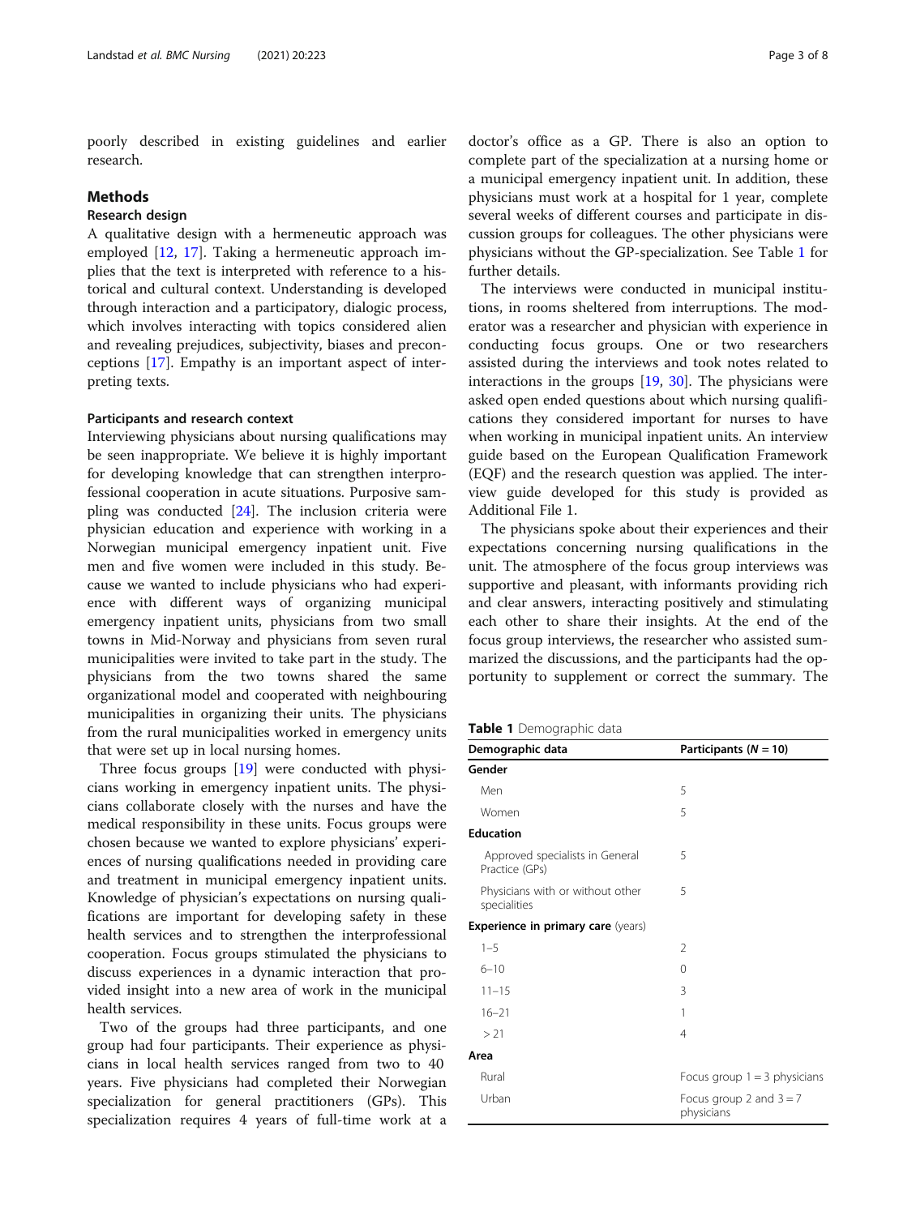poorly described in existing guidelines and earlier research.

## Methods

### Research design

A qualitative design with a hermeneutic approach was employed [12, 17]. Taking a hermeneutic approach implies that the text is interpreted with reference to a historical and cultural context. Understanding is developed through interaction and a participatory, dialogic process, which involves interacting with topics considered alien and revealing prejudices, subjectivity, biases and preconceptions [17]. Empathy is an important aspect of interpreting texts.

#### Participants and research context

Interviewing physicians about nursing qualifications may be seen inappropriate. We believe it is highly important for developing knowledge that can strengthen interprofessional cooperation in acute situations. Purposive sampling was conducted [24]. The inclusion criteria were physician education and experience with working in a Norwegian municipal emergency inpatient unit. Five men and five women were included in this study. Because we wanted to include physicians who had experience with different ways of organizing municipal emergency inpatient units, physicians from two small towns in Mid-Norway and physicians from seven rural municipalities were invited to take part in the study. The physicians from the two towns shared the same organizational model and cooperated with neighbouring municipalities in organizing their units. The physicians from the rural municipalities worked in emergency units that were set up in local nursing homes.

Three focus groups [19] were conducted with physicians working in emergency inpatient units. The physicians collaborate closely with the nurses and have the medical responsibility in these units. Focus groups were chosen because we wanted to explore physicians' experiences of nursing qualifications needed in providing care and treatment in municipal emergency inpatient units. Knowledge of physician's expectations on nursing qualifications are important for developing safety in these health services and to strengthen the interprofessional cooperation. Focus groups stimulated the physicians to discuss experiences in a dynamic interaction that provided insight into a new area of work in the municipal health services.

Two of the groups had three participants, and one group had four participants. Their experience as physicians in local health services ranged from two to 40 years. Five physicians had completed their Norwegian specialization for general practitioners (GPs). This specialization requires 4 years of full-time work at a doctor's office as a GP. There is also an option to complete part of the specialization at a nursing home or a municipal emergency inpatient unit. In addition, these physicians must work at a hospital for 1 year, complete several weeks of different courses and participate in discussion groups for colleagues. The other physicians were physicians without the GP-specialization. See Table 1 for further details.

The interviews were conducted in municipal institutions, in rooms sheltered from interruptions. The moderator was a researcher and physician with experience in conducting focus groups. One or two researchers assisted during the interviews and took notes related to interactions in the groups [19, 30]. The physicians were asked open ended questions about which nursing qualifications they considered important for nurses to have when working in municipal inpatient units. An interview guide based on the European Qualification Framework (EQF) and the research question was applied. The interview guide developed for this study is provided as Additional File 1.

The physicians spoke about their experiences and their expectations concerning nursing qualifications in the unit. The atmosphere of the focus group interviews was supportive and pleasant, with informants providing rich and clear answers, interacting positively and stimulating each other to share their insights. At the end of the focus group interviews, the researcher who assisted summarized the discussions, and the participants had the opportunity to supplement or correct the summary. The

**Table 1** Demographic data

| Demographic data | Participants ($N = 10$) |
|---|---|
| **Gender** | |
| Men | 5 |
| Women | 5 |
| **Education** | |
| Approved specialists in General Practice (GPs) | 5 |
| Physicians with or without other specialities | 5 |
| **Experience in primary care** (years) | |
| 1–5 | 2 |
| 6–10 | 0 |
| 11–15 | 3 |
| 16–21 | 1 |
| > 21 | 4 |
| **Area** | |
| Rural | Focus group 1 = 3 physicians |
| Urban | Focus group 2 and 3 = 7 physicians |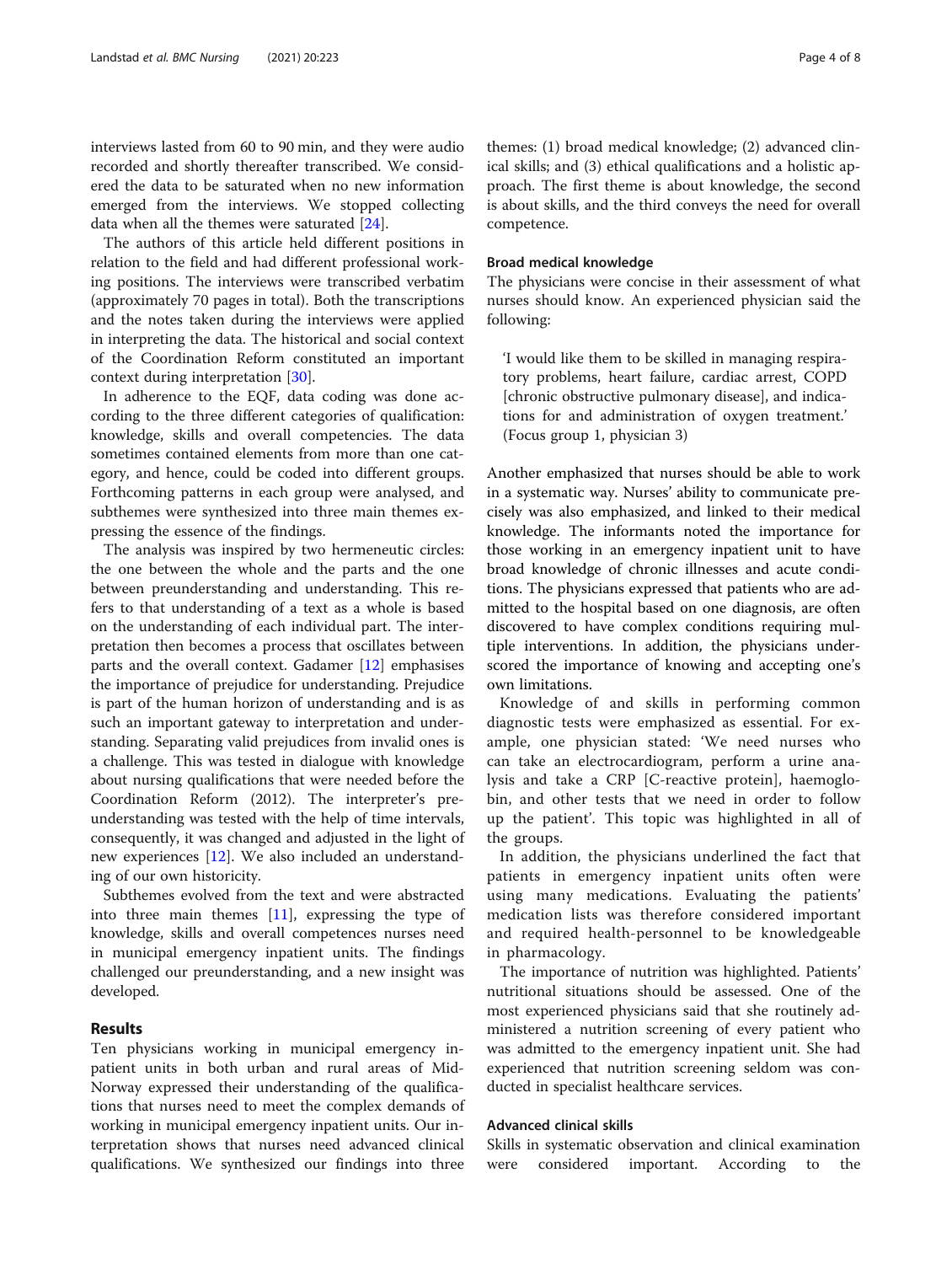interviews lasted from 60 to 90 min, and they were audio recorded and shortly thereafter transcribed. We considered the data to be saturated when no new information emerged from the interviews. We stopped collecting data when all the themes were saturated [24].

The authors of this article held different positions in relation to the field and had different professional working positions. The interviews were transcribed verbatim (approximately 70 pages in total). Both the transcriptions and the notes taken during the interviews were applied in interpreting the data. The historical and social context of the Coordination Reform constituted an important context during interpretation [30].

In adherence to the EQF, data coding was done according to the three different categories of qualification: knowledge, skills and overall competencies. The data sometimes contained elements from more than one category, and hence, could be coded into different groups. Forthcoming patterns in each group were analysed, and subthemes were synthesized into three main themes expressing the essence of the findings.

The analysis was inspired by two hermeneutic circles: the one between the whole and the parts and the one between preunderstanding and understanding. This refers to that understanding of a text as a whole is based on the understanding of each individual part. The interpretation then becomes a process that oscillates between parts and the overall context. Gadamer [12] emphasises the importance of prejudice for understanding. Prejudice is part of the human horizon of understanding and is as such an important gateway to interpretation and understanding. Separating valid prejudices from invalid ones is a challenge. This was tested in dialogue with knowledge about nursing qualifications that were needed before the Coordination Reform (2012). The interpreter's preunderstanding was tested with the help of time intervals, consequently, it was changed and adjusted in the light of new experiences [12]. We also included an understanding of our own historicity.

Subthemes evolved from the text and were abstracted into three main themes [11], expressing the type of knowledge, skills and overall competences nurses need in municipal emergency inpatient units. The findings challenged our preunderstanding, and a new insight was developed.

## Results

Ten physicians working in municipal emergency inpatient units in both urban and rural areas of Mid-Norway expressed their understanding of the qualifications that nurses need to meet the complex demands of working in municipal emergency inpatient units. Our interpretation shows that nurses need advanced clinical qualifications. We synthesized our findings into three themes: (1) broad medical knowledge; (2) advanced clinical skills; and (3) ethical qualifications and a holistic approach. The first theme is about knowledge, the second is about skills, and the third conveys the need for overall competence.

### Broad medical knowledge

The physicians were concise in their assessment of what nurses should know. An experienced physician said the following:

> 'I would like them to be skilled in managing respiratory problems, heart failure, cardiac arrest, COPD [chronic obstructive pulmonary disease], and indications for and administration of oxygen treatment.' (Focus group 1, physician 3)

Another emphasized that nurses should be able to work in a systematic way. Nurses' ability to communicate precisely was also emphasized, and linked to their medical knowledge. The informants noted the importance for those working in an emergency inpatient unit to have broad knowledge of chronic illnesses and acute conditions. The physicians expressed that patients who are admitted to the hospital based on one diagnosis, are often discovered to have complex conditions requiring multiple interventions. In addition, the physicians underscored the importance of knowing and accepting one's own limitations.

Knowledge of and skills in performing common diagnostic tests were emphasized as essential. For example, one physician stated: 'We need nurses who can take an electrocardiogram, perform a urine analysis and take a CRP [C-reactive protein], haemoglobin, and other tests that we need in order to follow up the patient'. This topic was highlighted in all of the groups.

In addition, the physicians underlined the fact that patients in emergency inpatient units often were using many medications. Evaluating the patients' medication lists was therefore considered important and required health-personnel to be knowledgeable in pharmacology.

The importance of nutrition was highlighted. Patients' nutritional situations should be assessed. One of the most experienced physicians said that she routinely administered a nutrition screening of every patient who was admitted to the emergency inpatient unit. She had experienced that nutrition screening seldom was conducted in specialist healthcare services.

### Advanced clinical skills

Skills in systematic observation and clinical examination were considered important. According to the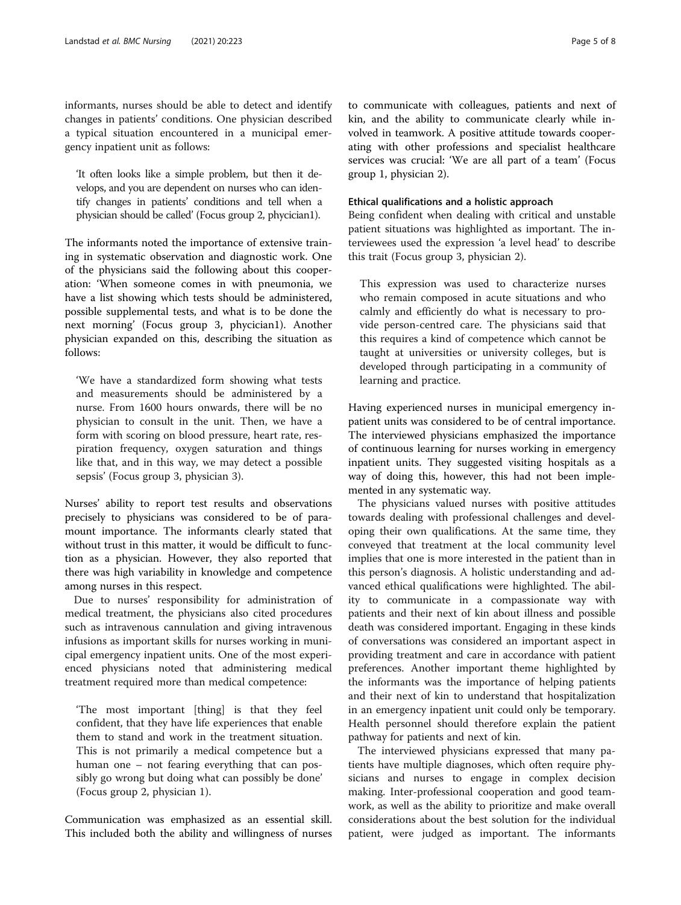informants, nurses should be able to detect and identify changes in patients' conditions. One physician described a typical situation encountered in a municipal emergency inpatient unit as follows:

> 'It often looks like a simple problem, but then it develops, and you are dependent on nurses who can identify changes in patients' conditions and tell when a physician should be called' (Focus group 2, phycician1).

The informants noted the importance of extensive training in systematic observation and diagnostic work. One of the physicians said the following about this cooperation: 'When someone comes in with pneumonia, we have a list showing which tests should be administered, possible supplemental tests, and what is to be done the next morning' (Focus group 3, phycician1). Another physician expanded on this, describing the situation as follows:

> 'We have a standardized form showing what tests and measurements should be administered by a nurse. From 1600 hours onwards, there will be no physician to consult in the unit. Then, we have a form with scoring on blood pressure, heart rate, respiration frequency, oxygen saturation and things like that, and in this way, we may detect a possible sepsis' (Focus group 3, physician 3).

Nurses' ability to report test results and observations precisely to physicians was considered to be of paramount importance. The informants clearly stated that without trust in this matter, it would be difficult to function as a physician. However, they also reported that there was high variability in knowledge and competence among nurses in this respect.

Due to nurses' responsibility for administration of medical treatment, the physicians also cited procedures such as intravenous cannulation and giving intravenous infusions as important skills for nurses working in municipal emergency inpatient units. One of the most experienced physicians noted that administering medical treatment required more than medical competence:

> 'The most important [thing] is that they feel confident, that they have life experiences that enable them to stand and work in the treatment situation. This is not primarily a medical competence but a human one – not fearing everything that can possibly go wrong but doing what can possibly be done' (Focus group 2, physician 1).

Communication was emphasized as an essential skill. This included both the ability and willingness of nurses to communicate with colleagues, patients and next of kin, and the ability to communicate clearly while involved in teamwork. A positive attitude towards cooperating with other professions and specialist healthcare services was crucial: 'We are all part of a team' (Focus group 1, physician 2).

#### Ethical qualifications and a holistic approach

Being confident when dealing with critical and unstable patient situations was highlighted as important. The interviewees used the expression 'a level head' to describe this trait (Focus group 3, physician 2).

> This expression was used to characterize nurses who remain composed in acute situations and who calmly and efficiently do what is necessary to provide person-centred care. The physicians said that this requires a kind of competence which cannot be taught at universities or university colleges, but is developed through participating in a community of learning and practice.

Having experienced nurses in municipal emergency inpatient units was considered to be of central importance. The interviewed physicians emphasized the importance of continuous learning for nurses working in emergency inpatient units. They suggested visiting hospitals as a way of doing this, however, this had not been implemented in any systematic way.

The physicians valued nurses with positive attitudes towards dealing with professional challenges and developing their own qualifications. At the same time, they conveyed that treatment at the local community level implies that one is more interested in the patient than in this person's diagnosis. A holistic understanding and advanced ethical qualifications were highlighted. The ability to communicate in a compassionate way with patients and their next of kin about illness and possible death was considered important. Engaging in these kinds of conversations was considered an important aspect in providing treatment and care in accordance with patient preferences. Another important theme highlighted by the informants was the importance of helping patients and their next of kin to understand that hospitalization in an emergency inpatient unit could only be temporary. Health personnel should therefore explain the patient pathway for patients and next of kin.

The interviewed physicians expressed that many patients have multiple diagnoses, which often require physicians and nurses to engage in complex decision making. Inter-professional cooperation and good teamwork, as well as the ability to prioritize and make overall considerations about the best solution for the individual patient, were judged as important. The informants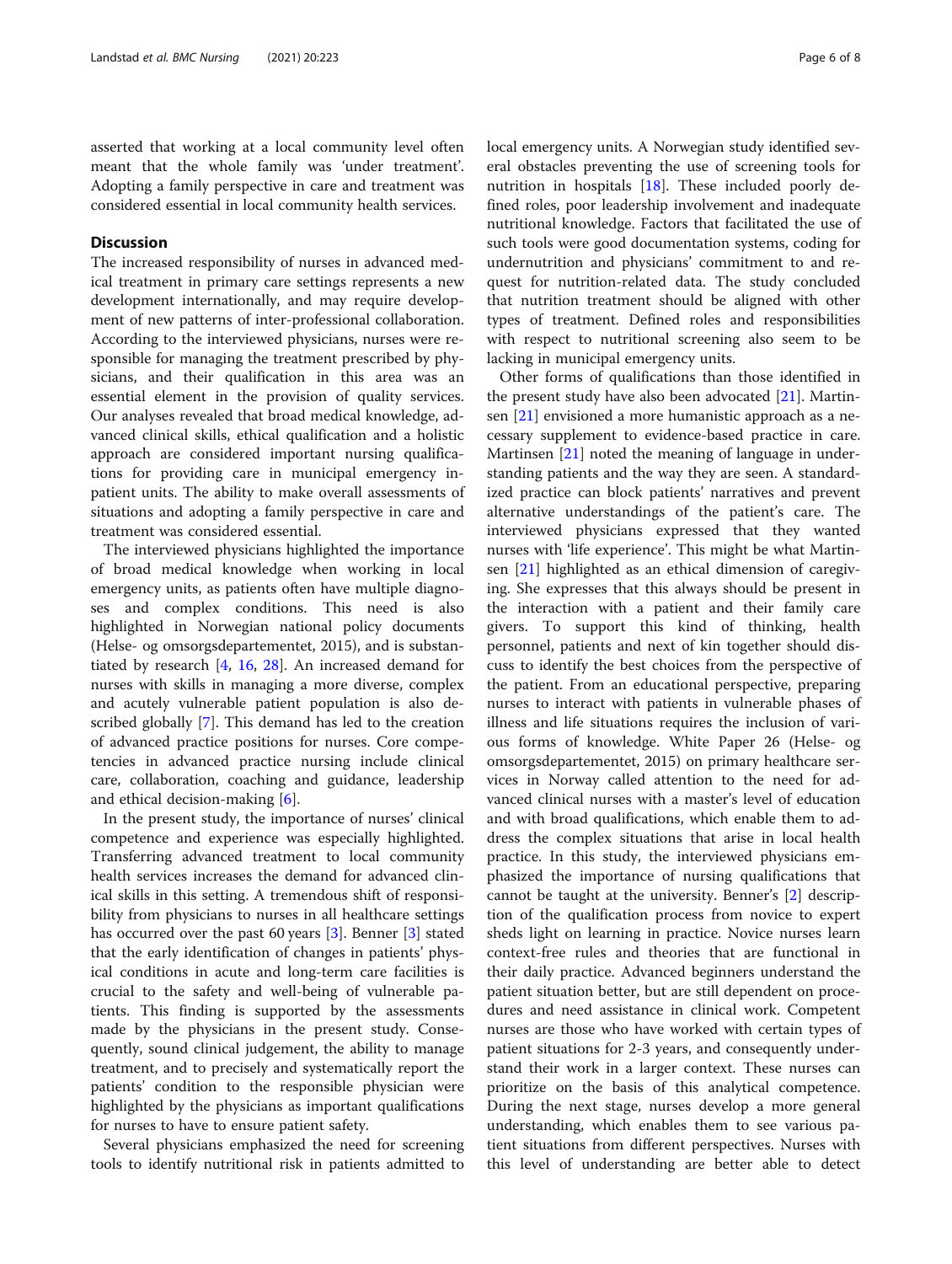asserted that working at a local community level often meant that the whole family was 'under treatment'. Adopting a family perspective in care and treatment was considered essential in local community health services.

## Discussion

The increased responsibility of nurses in advanced medical treatment in primary care settings represents a new development internationally, and may require development of new patterns of inter-professional collaboration. According to the interviewed physicians, nurses were responsible for managing the treatment prescribed by physicians, and their qualification in this area was an essential element in the provision of quality services. Our analyses revealed that broad medical knowledge, advanced clinical skills, ethical qualification and a holistic approach are considered important nursing qualifications for providing care in municipal emergency inpatient units. The ability to make overall assessments of situations and adopting a family perspective in care and treatment was considered essential.

The interviewed physicians highlighted the importance of broad medical knowledge when working in local emergency units, as patients often have multiple diagnoses and complex conditions. This need is also highlighted in Norwegian national policy documents (Helse- og omsorgsdepartementet, 2015), and is substantiated by research [4, 16, 28]. An increased demand for nurses with skills in managing a more diverse, complex and acutely vulnerable patient population is also described globally [7]. This demand has led to the creation of advanced practice positions for nurses. Core competencies in advanced practice nursing include clinical care, collaboration, coaching and guidance, leadership and ethical decision-making [6].

In the present study, the importance of nurses' clinical competence and experience was especially highlighted. Transferring advanced treatment to local community health services increases the demand for advanced clinical skills in this setting. A tremendous shift of responsibility from physicians to nurses in all healthcare settings has occurred over the past 60 years [3]. Benner [3] stated that the early identification of changes in patients' physical conditions in acute and long-term care facilities is crucial to the safety and well-being of vulnerable patients. This finding is supported by the assessments made by the physicians in the present study. Consequently, sound clinical judgement, the ability to manage treatment, and to precisely and systematically report the patients' condition to the responsible physician were highlighted by the physicians as important qualifications for nurses to have to ensure patient safety.

Several physicians emphasized the need for screening tools to identify nutritional risk in patients admitted to local emergency units. A Norwegian study identified several obstacles preventing the use of screening tools for nutrition in hospitals [18]. These included poorly defined roles, poor leadership involvement and inadequate nutritional knowledge. Factors that facilitated the use of such tools were good documentation systems, coding for undernutrition and physicians' commitment to and request for nutrition-related data. The study concluded that nutrition treatment should be aligned with other types of treatment. Defined roles and responsibilities with respect to nutritional screening also seem to be lacking in municipal emergency units.

Other forms of qualifications than those identified in the present study have also been advocated [21]. Martinsen [21] envisioned a more humanistic approach as a necessary supplement to evidence-based practice in care. Martinsen [21] noted the meaning of language in understanding patients and the way they are seen. A standardized practice can block patients' narratives and prevent alternative understandings of the patient's care. The interviewed physicians expressed that they wanted nurses with 'life experience'. This might be what Martinsen [21] highlighted as an ethical dimension of caregiving. She expresses that this always should be present in the interaction with a patient and their family care givers. To support this kind of thinking, health personnel, patients and next of kin together should discuss to identify the best choices from the perspective of the patient. From an educational perspective, preparing nurses to interact with patients in vulnerable phases of illness and life situations requires the inclusion of various forms of knowledge. White Paper 26 (Helse- og omsorgsdepartementet, 2015) on primary healthcare services in Norway called attention to the need for advanced clinical nurses with a master's level of education and with broad qualifications, which enable them to address the complex situations that arise in local health practice. In this study, the interviewed physicians emphasized the importance of nursing qualifications that cannot be taught at the university. Benner's [2] description of the qualification process from novice to expert sheds light on learning in practice. Novice nurses learn context-free rules and theories that are functional in their daily practice. Advanced beginners understand the patient situation better, but are still dependent on procedures and need assistance in clinical work. Competent nurses are those who have worked with certain types of patient situations for 2-3 years, and consequently understand their work in a larger context. These nurses can prioritize on the basis of this analytical competence. During the next stage, nurses develop a more general understanding, which enables them to see various patient situations from different perspectives. Nurses with this level of understanding are better able to detect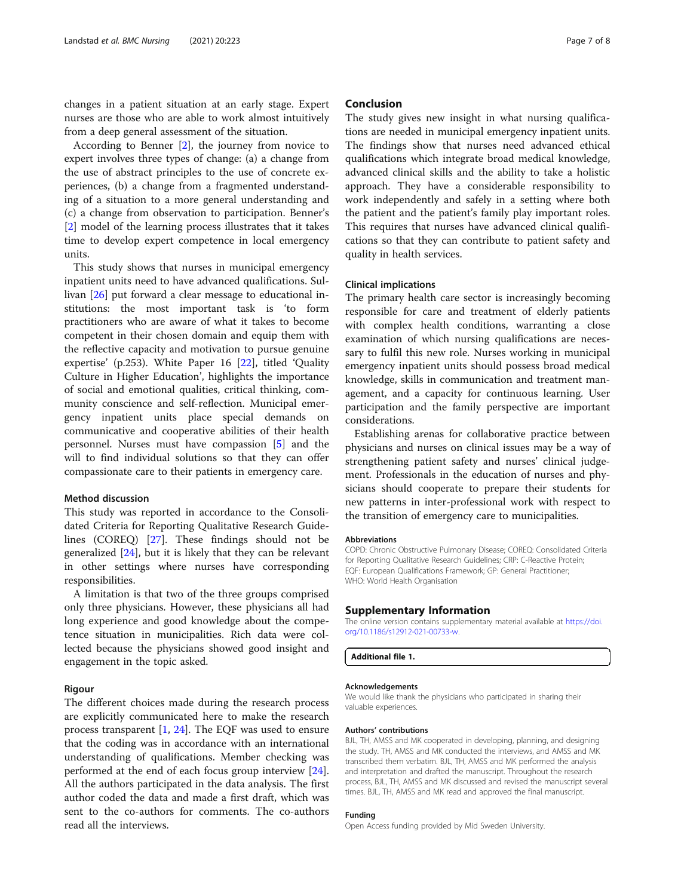changes in a patient situation at an early stage. Expert nurses are those who are able to work almost intuitively from a deep general assessment of the situation.

According to Benner [2], the journey from novice to expert involves three types of change: (a) a change from the use of abstract principles to the use of concrete experiences, (b) a change from a fragmented understanding of a situation to a more general understanding and (c) a change from observation to participation. Benner's [2] model of the learning process illustrates that it takes time to develop expert competence in local emergency units.

This study shows that nurses in municipal emergency inpatient units need to have advanced qualifications. Sullivan [26] put forward a clear message to educational institutions: the most important task is 'to form practitioners who are aware of what it takes to become competent in their chosen domain and equip them with the reflective capacity and motivation to pursue genuine expertise' (p.253). White Paper 16 [22], titled 'Quality Culture in Higher Education', highlights the importance of social and emotional qualities, critical thinking, community conscience and self-reflection. Municipal emergency inpatient units place special demands on communicative and cooperative abilities of their health personnel. Nurses must have compassion [5] and the will to find individual solutions so that they can offer compassionate care to their patients in emergency care.

### Method discussion

This study was reported in accordance to the Consolidated Criteria for Reporting Qualitative Research Guidelines (COREQ) [27]. These findings should not be generalized [24], but it is likely that they can be relevant in other settings where nurses have corresponding responsibilities.

A limitation is that two of the three groups comprised only three physicians. However, these physicians all had long experience and good knowledge about the competence situation in municipalities. Rich data were collected because the physicians showed good insight and engagement in the topic asked.

### Rigour

The different choices made during the research process are explicitly communicated here to make the research process transparent [1, 24]. The EQF was used to ensure that the coding was in accordance with an international understanding of qualifications. Member checking was performed at the end of each focus group interview [24]. All the authors participated in the data analysis. The first author coded the data and made a first draft, which was sent to the co-authors for comments. The co-authors read all the interviews.

## Conclusion

The study gives new insight in what nursing qualifications are needed in municipal emergency inpatient units. The findings show that nurses need advanced ethical qualifications which integrate broad medical knowledge, advanced clinical skills and the ability to take a holistic approach. They have a considerable responsibility to work independently and safely in a setting where both the patient and the patient's family play important roles. This requires that nurses have advanced clinical qualifications so that they can contribute to patient safety and quality in health services.

### Clinical implications

The primary health care sector is increasingly becoming responsible for care and treatment of elderly patients with complex health conditions, warranting a close examination of which nursing qualifications are necessary to fulfil this new role. Nurses working in municipal emergency inpatient units should possess broad medical knowledge, skills in communication and treatment management, and a capacity for continuous learning. User participation and the family perspective are important considerations.

Establishing arenas for collaborative practice between physicians and nurses on clinical issues may be a way of strengthening patient safety and nurses' clinical judgement. Professionals in the education of nurses and physicians should cooperate to prepare their students for new patterns in inter-professional work with respect to the transition of emergency care to municipalities.

#### Abbreviations

COPD: Chronic Obstructive Pulmonary Disease; COREQ: Consolidated Criteria for Reporting Qualitative Research Guidelines; CRP: C-Reactive Protein; EQF: European Qualifications Framework; GP: General Practitioner; WHO: World Health Organisation

## Supplementary Information

The online version contains supplementary material available at https://doi.org/10.1186/s12912-021-00733-w.

**Additional file 1.**

#### Acknowledgements

We would like thank the physicians who participated in sharing their valuable experiences.

#### Authors' contributions

BJL, TH, AMSS and MK cooperated in developing, planning, and designing the study. TH, AMSS and MK conducted the interviews, and AMSS and MK transcribed them verbatim. BJL, TH, AMSS and MK performed the analysis and interpretation and drafted the manuscript. Throughout the research process, BJL, TH, AMSS and MK discussed and revised the manuscript several times. BJL, TH, AMSS and MK read and approved the final manuscript.

#### Funding

Open Access funding provided by Mid Sweden University.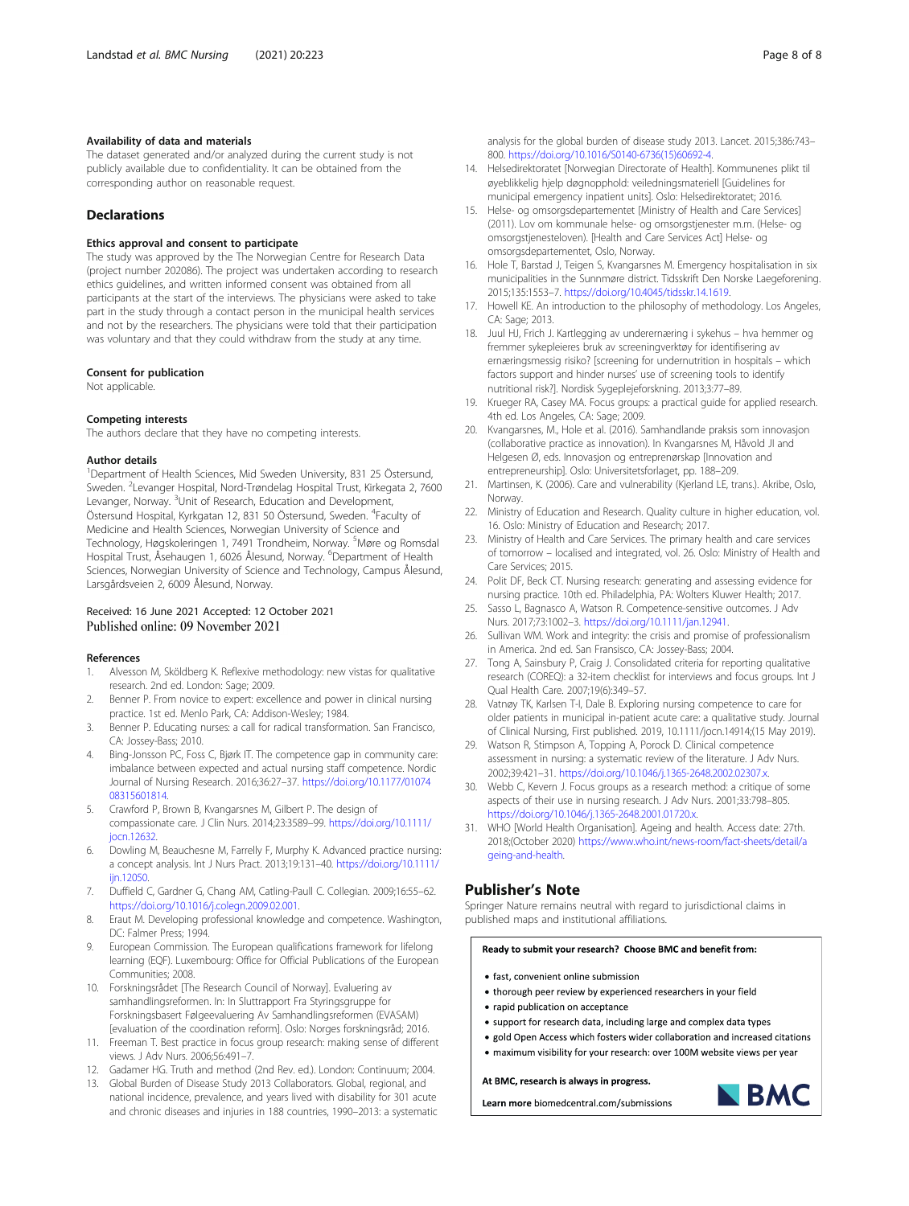#### Availability of data and materials

The dataset generated and/or analyzed during the current study is not publicly available due to confidentiality. It can be obtained from the corresponding author on reasonable request.

## Declarations

#### Ethics approval and consent to participate

The study was approved by the The Norwegian Centre for Research Data (project number 202086). The project was undertaken according to research ethics guidelines, and written informed consent was obtained from all participants at the start of the interviews. The physicians were asked to take part in the study through a contact person in the municipal health services and not by the researchers. The physicians were told that their participation was voluntary and that they could withdraw from the study at any time.

#### Consent for publication

Not applicable.

#### Competing interests

The authors declare that they have no competing interests.

#### Author details

[1]Department of Health Sciences, Mid Sweden University, 831 25 Östersund, Sweden. [2]Levanger Hospital, Nord-Trøndelag Hospital Trust, Kirkegata 2, 7600 Levanger, Norway. [3]Unit of Research, Education and Development, Östersund Hospital, Kyrkgatan 12, 831 50 Östersund, Sweden. [4]Faculty of Medicine and Health Sciences, Norwegian University of Science and Technology, Høgskoleringen 1, 7491 Trondheim, Norway. [5]Møre og Romsdal Hospital Trust, Åsehaugen 1, 6026 Ålesund, Norway. [6]Department of Health Sciences, Norwegian University of Science and Technology, Campus Ålesund, Larsgårdsveien 2, 6009 Ålesund, Norway.

Received: 16 June 2021 Accepted: 12 October 2021
Published online: 09 November 2021

#### References

1. Alvesson M, Sköldberg K. Reflexive methodology: new vistas for qualitative research. 2nd ed. London: Sage; 2009.
2. Benner P. From novice to expert: excellence and power in clinical nursing practice. 1st ed. Menlo Park, CA: Addison-Wesley; 1984.
3. Benner P. Educating nurses: a call for radical transformation. San Francisco, CA: Jossey-Bass; 2010.
4. Bing-Jonsson PC, Foss C, Bjørk IT. The competence gap in community care: imbalance between expected and actual nursing staff competence. Nordic Journal of Nursing Research. 2016;36:27–37. https://doi.org/10.1177/0107408315601814.
5. Crawford P, Brown B, Kvangarsnes M, Gilbert P. The design of compassionate care. J Clin Nurs. 2014;23:3589–99. https://doi.org/10.1111/jocn.12632.
6. Dowling M, Beauchesne M, Farrelly F, Murphy K. Advanced practice nursing: a concept analysis. Int J Nurs Pract. 2013;19:131–40. https://doi.org/10.1111/ijn.12050.
7. Duffield C, Gardner G, Chang AM, Catling-Paull C. Collegian. 2009;16:55–62. https://doi.org/10.1016/j.colegn.2009.02.001.
8. Eraut M. Developing professional knowledge and competence. Washington, DC: Falmer Press; 1994.
9. European Commission. The European qualifications framework for lifelong learning (EQF). Luxembourg: Office for Official Publications of the European Communities; 2008.
10. Forskningsrådet [The Research Council of Norway]. Evaluering av samhandlingsreformen. In: In Sluttrapport Fra Styringsgruppe for Forskningsbasert Følgeevaluering Av Samhandlingsreformen (EVASAM) [evaluation of the coordination reform]. Oslo: Norges forskningsråd; 2016.
11. Freeman T. Best practice in focus group research: making sense of different views. J Adv Nurs. 2006;56:491–7.
12. Gadamer HG. Truth and method (2nd Rev. ed.). London: Continuum; 2004.
13. Global Burden of Disease Study 2013 Collaborators. Global, regional, and national incidence, prevalence, and years lived with disability for 301 acute and chronic diseases and injuries in 188 countries, 1990–2013: a systematic analysis for the global burden of disease study 2013. Lancet. 2015;386:743–800. https://doi.org/10.1016/S0140-6736(15)60692-4.
14. Helsedirektoratet [Norwegian Directorate of Health]. Kommunenes plikt til øyeblikkelig hjelp døgnopphold: veiledningsmateriell [Guidelines for municipal emergency inpatient units]. Oslo: Helsedirektoratet; 2016.
15. Helse- og omsorgsdepartementet [Ministry of Health and Care Services] (2011). Lov om kommunale helse- og omsorgstjenester m.m. (Helse- og omsorgstjenesteloven). [Health and Care Services Act] Helse- og omsorgsdepartementet, Oslo, Norway.
16. Hole T, Barstad J, Teigen S, Kvangarsnes M. Emergency hospitalisation in six municipalities in the Sunnmøre district. Tidsskrift Den Norske Laegeforening. 2015;135:1553–7. https://doi.org/10.4045/tidsskr.14.1619.
17. Howell KE. An introduction to the philosophy of methodology. Los Angeles, CA: Sage; 2013.
18. Juul HJ, Frich J. Kartlegging av underernæring i sykehus – hva hemmer og fremmer sykepleieres bruk av screeningverktøy for identifisering av ernæringsmessig risiko? [screening for undernutrition in hospitals – which factors support and hinder nurses' use of screening tools to identify nutritional risk?]. Nordisk Sygeplejeforskning. 2013;3:77–89.
19. Krueger RA, Casey MA. Focus groups: a practical guide for applied research. 4th ed. Los Angeles, CA: Sage; 2009.
20. Kvangarsnes, M., Hole et al. (2016). Samhandlande praksis som innovasjon (collaborative practice as innovation). In Kvangarsnes M, Håvold JI and Helgesen Ø, eds. Innovasjon og entreprenørskap [Innovation and entrepreneurship]. Oslo: Universitetsforlaget, pp. 188–209.
21. Martinsen, K. (2006). Care and vulnerability (Kjerland LE, trans.). Akribe, Oslo, Norway.
22. Ministry of Education and Research. Quality culture in higher education, vol. 16. Oslo: Ministry of Education and Research; 2017.
23. Ministry of Health and Care Services. The primary health and care services of tomorrow – localised and integrated, vol. 26. Oslo: Ministry of Health and Care Services; 2015.
24. Polit DF, Beck CT. Nursing research: generating and assessing evidence for nursing practice. 10th ed. Philadelphia, PA: Wolters Kluwer Health; 2017.
25. Sasso L, Bagnasco A, Watson R. Competence-sensitive outcomes. J Adv Nurs. 2017;73:1002–3. https://doi.org/10.1111/jan.12941.
26. Sullivan WM. Work and integrity: the crisis and promise of professionalism in America. 2nd ed. San Fransisco, CA: Jossey-Bass; 2004.
27. Tong A, Sainsbury P, Craig J. Consolidated criteria for reporting qualitative research (COREQ): a 32-item checklist for interviews and focus groups. Int J Qual Health Care. 2007;19(6):349–57.
28. Vatnøy TK, Karlsen T-I, Dale B. Exploring nursing competence to care for older patients in municipal in-patient acute care: a qualitative study. Journal of Clinical Nursing, First published. 2019, 10.1111/jocn.14914;(15 May 2019).
29. Watson R, Stimpson A, Topping A, Porock D. Clinical competence assessment in nursing: a systematic review of the literature. J Adv Nurs. 2002;39:421–31. https://doi.org/10.1046/j.1365-2648.2002.02307.x.
30. Webb C, Kevern J. Focus groups as a research method: a critique of some aspects of their use in nursing research. J Adv Nurs. 2001;33:798–805. https://doi.org/10.1046/j.1365-2648.2001.01720.x.
31. WHO [World Health Organisation]. Ageing and health. Access date: 27th. 2018;(October 2020) https://www.who.int/news-room/fact-sheets/detail/ageing-and-health.

## Publisher's Note

Springer Nature remains neutral with regard to jurisdictional claims in published maps and institutional affiliations.

**Ready to submit your research? Choose BMC and benefit from:**

- fast, convenient online submission
- thorough peer review by experienced researchers in your field
- rapid publication on acceptance
- support for research data, including large and complex data types
- gold Open Access which fosters wider collaboration and increased citations
- maximum visibility for your research: over 100M website views per year

**At BMC, research is always in progress.**

**Learn more** biomedcentral.com/submissions

BMC